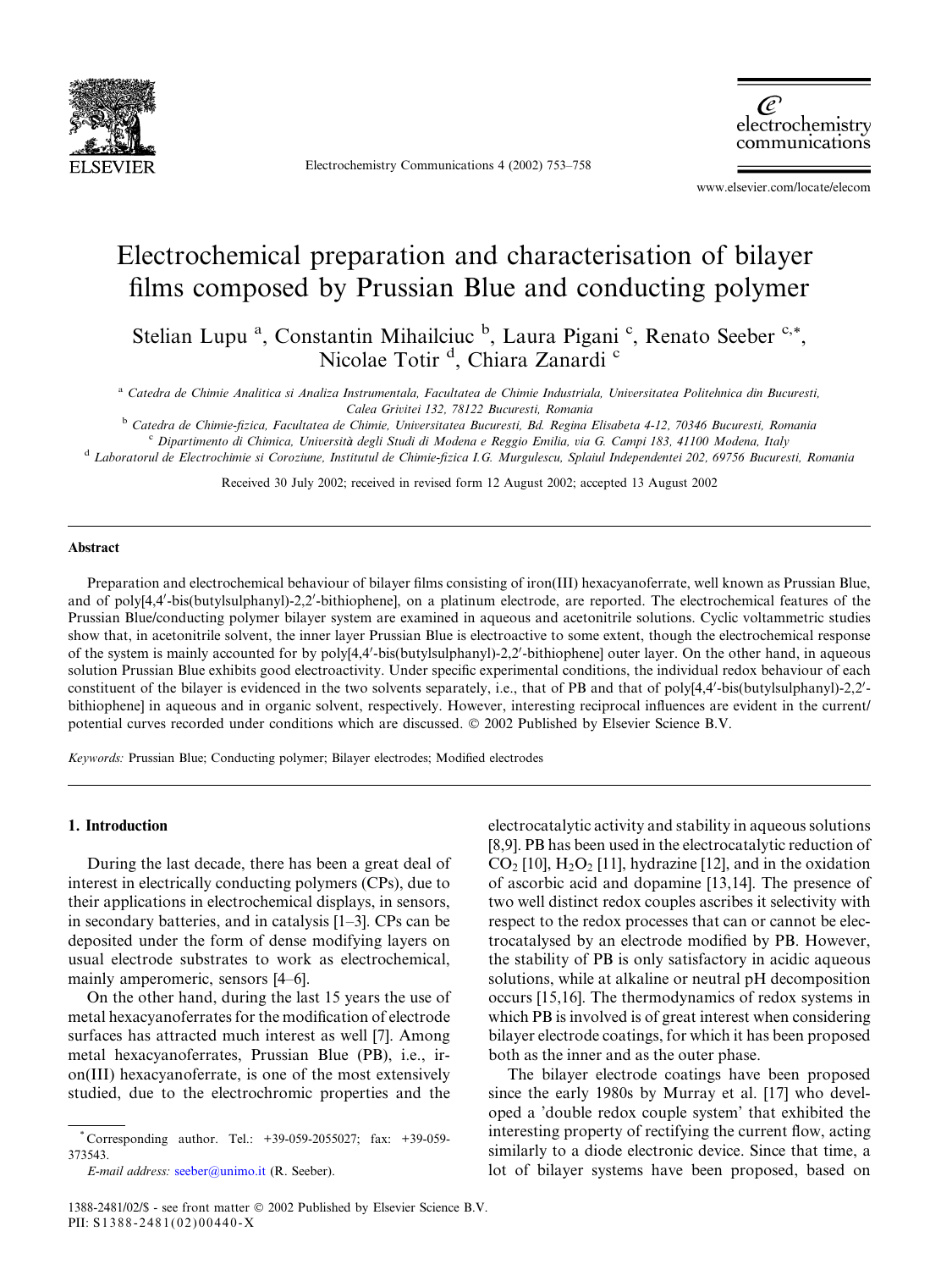# Electrochemical preparation and characterisation of bilayer films composed by Prussian Blue and conducting polymer

Stelian Lupu [a], Constantin Mihailciuc [b], Laura Pigani [c], Renato Seeber [c,*], Nicolae Totir [d], Chiara Zanardi [c]

[a] Catedra de Chimie Analitica si Analiza Instrumentala, Facultatea de Chimie Industriala, Universitatea Politehnica din Bucuresti, Calea Grivitei 132, 78122 Bucuresti, Romania

[b] Catedra de Chimie-fizica, Facultatea de Chimie, Universitatea Bucuresti, Bd. Regina Elisabeta 4-12, 70346 Bucuresti, Romania

[c] Dipartimento di Chimica, Università degli Studi di Modena e Reggio Emilia, via G. Campi 183, 41100 Modena, Italy

[d] Laboratorul de Electrochimie si Coroziune, Institutul de Chimie-fizica I.G. Murgulescu, Splaiul Independentei 202, 69756 Bucuresti, Romania

Received 30 July 2002; received in revised form 12 August 2002; accepted 13 August 2002

## Abstract

Preparation and electrochemical behaviour of bilayer films consisting of iron(III) hexacyanoferrate, well known as Prussian Blue, and of poly[4,4′-bis(butylsulphanyl)-2,2′-bithiophene], on a platinum electrode, are reported. The electrochemical features of the Prussian Blue/conducting polymer bilayer system are examined in aqueous and acetonitrile solutions. Cyclic voltammetric studies show that, in acetonitrile solvent, the inner layer Prussian Blue is electroactive to some extent, though the electrochemical response of the system is mainly accounted for by poly[4,4′-bis(butylsulphanyl)-2,2′-bithiophene] outer layer. On the other hand, in aqueous solution Prussian Blue exhibits good electroactivity. Under specific experimental conditions, the individual redox behaviour of each constituent of the bilayer is evidenced in the two solvents separately, i.e., that of PB and that of poly[4,4′-bis(butylsulphanyl)-2,2′-bithiophene] in aqueous and in organic solvent, respectively. However, interesting reciprocal influences are evident in the current/potential curves recorded under conditions which are discussed. © 2002 Published by Elsevier Science B.V.

*Keywords:* Prussian Blue; Conducting polymer; Bilayer electrodes; Modified electrodes

## 1. Introduction

During the last decade, there has been a great deal of interest in electrically conducting polymers (CPs), due to their applications in electrochemical displays, in sensors, in secondary batteries, and in catalysis [1–3]. CPs can be deposited under the form of dense modifying layers on usual electrode substrates to work as electrochemical, mainly amperomeric, sensors [4–6].

On the other hand, during the last 15 years the use of metal hexacyanoferrates for the modification of electrode surfaces has attracted much interest as well [7]. Among metal hexacyanoferrates, Prussian Blue (PB), i.e., iron(III) hexacyanoferrate, is one of the most extensively studied, due to the electrochromic properties and the electrocatalytic activity and stability in aqueous solutions [8,9]. PB has been used in the electrocatalytic reduction of $CO_2$ [10], $H_2O_2$ [11], hydrazine [12], and in the oxidation of ascorbic acid and dopamine [13,14]. The presence of two well distinct redox couples ascribes it selectivity with respect to the redox processes that can or cannot be electrocatalysed by an electrode modified by PB. However, the stability of PB is only satisfactory in acidic aqueous solutions, while at alkaline or neutral pH decomposition occurs [15,16]. The thermodynamics of redox systems in which PB is involved is of great interest when considering bilayer electrode coatings, for which it has been proposed both as the inner and as the outer phase.

The bilayer electrode coatings have been proposed since the early 1980s by Murray et al. [17] who developed a 'double redox couple system' that exhibited the interesting property of rectifying the current flow, acting similarly to a diode electronic device. Since that time, a lot of bilayer systems have been proposed, based on

* Corresponding author. Tel.: +39-059-2055027; fax: +39-059-373543.

*E-mail address:* seeber@unimo.it (R. Seeber).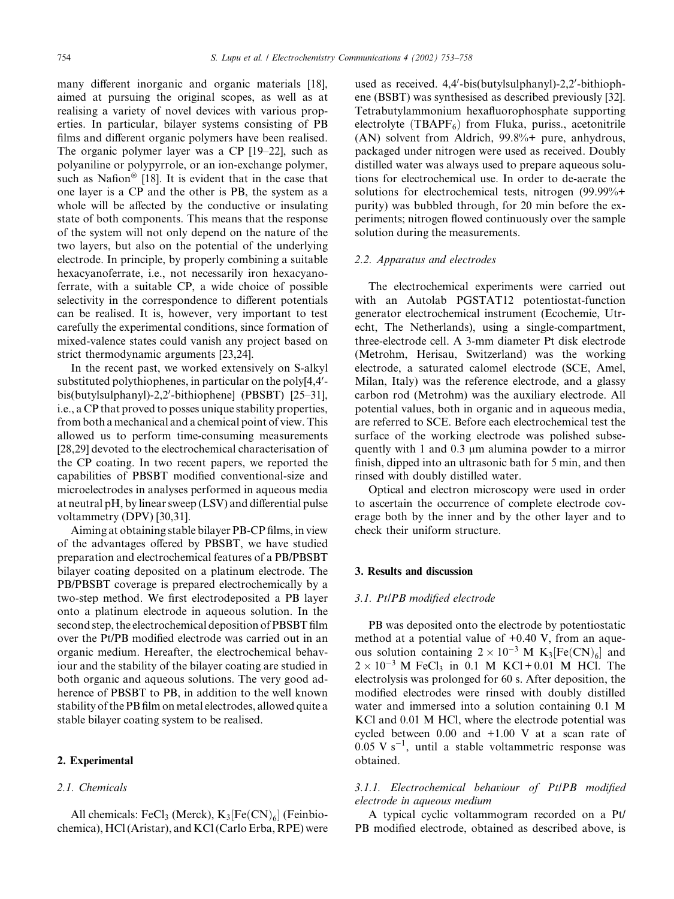many different inorganic and organic materials [18], aimed at pursuing the original scopes, as well as at realising a variety of novel devices with various properties. In particular, bilayer systems consisting of PB films and different organic polymers have been realised. The organic polymer layer was a CP [19–22], such as polyaniline or polypyrrole, or an ion-exchange polymer, such as Nafion® [18]. It is evident that in the case that one layer is a CP and the other is PB, the system as a whole will be affected by the conductive or insulating state of both components. This means that the response of the system will not only depend on the nature of the two layers, but also on the potential of the underlying electrode. In principle, by properly combining a suitable hexacyanoferrate, i.e., not necessarily iron hexacyanoferrate, with a suitable CP, a wide choice of possible selectivity in the correspondence to different potentials can be realised. It is, however, very important to test carefully the experimental conditions, since formation of mixed-valence states could vanish any project based on strict thermodynamic arguments [23,24].

In the recent past, we worked extensively on S-alkyl substituted polythiophenes, in particular on the poly[4,4′-bis(butylsulphanyl)-2,2′-bithiophene] (PBSBT) [25–31], i.e., a CP that proved to posses unique stability properties, from both a mechanical and a chemical point of view. This allowed us to perform time-consuming measurements [28,29] devoted to the electrochemical characterisation of the CP coating. In two recent papers, we reported the capabilities of PBSBT modified conventional-size and microelectrodes in analyses performed in aqueous media at neutral pH, by linear sweep (LSV) and differential pulse voltammetry (DPV) [30,31].

Aiming at obtaining stable bilayer PB-CP films, in view of the advantages offered by PBSBT, we have studied preparation and electrochemical features of a PB/PBSBT bilayer coating deposited on a platinum electrode. The PB/PBSBT coverage is prepared electrochemically by a two-step method. We first electrodeposited a PB layer onto a platinum electrode in aqueous solution. In the second step, the electrochemical deposition of PBSBT film over the Pt/PB modified electrode was carried out in an organic medium. Hereafter, the electrochemical behaviour and the stability of the bilayer coating are studied in both organic and aqueous solutions. The very good adherence of PBSBT to PB, in addition to the well known stability of the PB film on metal electrodes, allowed quite a stable bilayer coating system to be realised.

## 2. Experimental

### 2.1. Chemicals

All chemicals: $FeCl_3$ (Merck), $K_3[Fe(CN)_6]$ (Feinbiochemica), HCl (Aristar), and KCl (Carlo Erba, RPE) were used as received. 4,4′-bis(butylsulphanyl)-2,2′-bithiophene (BSBT) was synthesised as described previously [32]. Tetrabutylammonium hexafluorophosphate supporting electrolyte ($TBAPF_6$) from Fluka, puriss., acetonitrile (AN) solvent from Aldrich, 99.8%+ pure, anhydrous, packaged under nitrogen were used as received. Doubly distilled water was always used to prepare aqueous solutions for electrochemical use. In order to de-aerate the solutions for electrochemical tests, nitrogen (99.99%+ purity) was bubbled through, for 20 min before the experiments; nitrogen flowed continuously over the sample solution during the measurements.

### 2.2. Apparatus and electrodes

The electrochemical experiments were carried out with an Autolab PGSTAT12 potentiostat-function generator electrochemical instrument (Ecochemie, Utrecht, The Netherlands), using a single-compartment, three-electrode cell. A 3-mm diameter Pt disk electrode (Metrohm, Herisau, Switzerland) was the working electrode, a saturated calomel electrode (SCE, Amel, Milan, Italy) was the reference electrode, and a glassy carbon rod (Metrohm) was the auxiliary electrode. All potential values, both in organic and in aqueous media, are referred to SCE. Before each electrochemical test the surface of the working electrode was polished subsequently with 1 and 0.3 μm alumina powder to a mirror finish, dipped into an ultrasonic bath for 5 min, and then rinsed with doubly distilled water.

Optical and electron microscopy were used in order to ascertain the occurrence of complete electrode coverage both by the inner and by the other layer and to check their uniform structure.

## 3. Results and discussion

### 3.1. Pt/PB modified electrode

PB was deposited onto the electrode by potentiostatic method at a potential value of +0.40 V, from an aqueous solution containing $2 \times 10^{-3}$ M $K_3[Fe(CN)_6]$ and $2 \times 10^{-3}$ M $FeCl_3$ in 0.1 M KCl + 0.01 M HCl. The electrolysis was prolonged for 60 s. After deposition, the modified electrodes were rinsed with doubly distilled water and immersed into a solution containing 0.1 M KCl and 0.01 M HCl, where the electrode potential was cycled between 0.00 and +1.00 V at a scan rate of 0.05 V $s^{-1}$, until a stable voltammetric response was obtained.

#### 3.1.1. Electrochemical behaviour of Pt/PB modified electrode in aqueous medium

A typical cyclic voltammogram recorded on a Pt/PB modified electrode, obtained as described above, is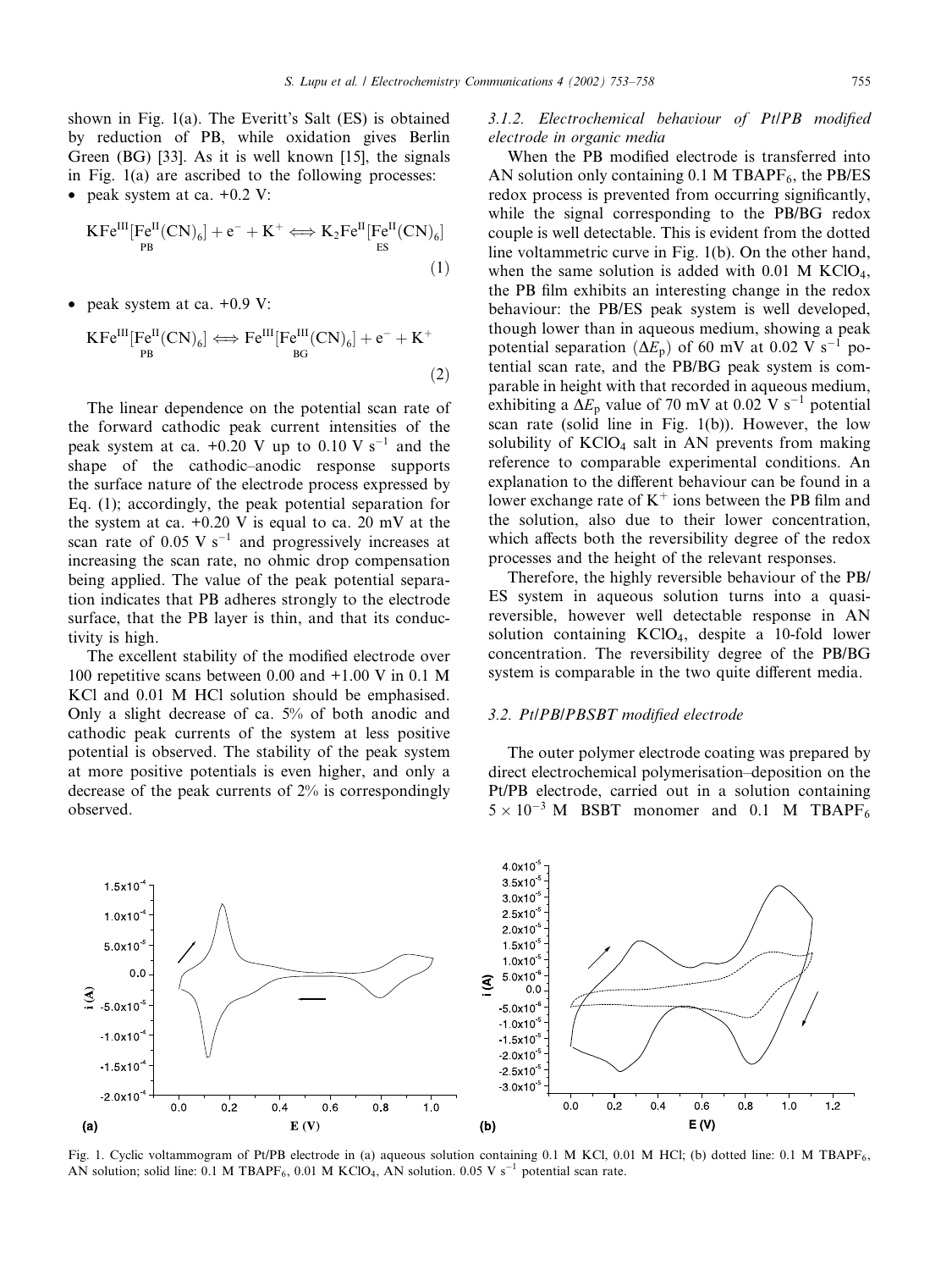shown in Fig. 1(a). The Everitt's Salt (ES) is obtained by reduction of PB, while oxidation gives Berlin Green (BG) [33]. As it is well known [15], the signals in Fig. 1(a) are ascribed to the following processes:

- peak system at ca. +0.2 V:

$$\underset{\text{PB}}{\mathrm{KFe^{III}[Fe^{II}(CN)_6]}} + e^- + K^+ \Longleftrightarrow \underset{\text{ES}}{\mathrm{K_2Fe^{II}[Fe^{II}(CN)_6]}} \quad (1)$$

- peak system at ca. +0.9 V:

$$\underset{\text{PB}}{\mathrm{KFe^{III}[Fe^{II}(CN)_6]}} \Longleftrightarrow \underset{\text{BG}}{\mathrm{Fe^{III}[Fe^{III}(CN)_6]}} + e^- + K^+ \quad (2)$$

The linear dependence on the potential scan rate of the forward cathodic peak current intensities of the peak system at ca. +0.20 V up to 0.10 V $s^{-1}$ and the shape of the cathodic–anodic response supports the surface nature of the electrode process expressed by Eq. (1); accordingly, the peak potential separation for the system at ca. +0.20 V is equal to ca. 20 mV at the scan rate of 0.05 V $s^{-1}$ and progressively increases at increasing the scan rate, no ohmic drop compensation being applied. The value of the peak potential separation indicates that PB adheres strongly to the electrode surface, that the PB layer is thin, and that its conductivity is high.

The excellent stability of the modified electrode over 100 repetitive scans between 0.00 and +1.00 V in 0.1 M KCl and 0.01 M HCl solution should be emphasised. Only a slight decrease of ca. 5% of both anodic and cathodic peak currents of the system at less positive potential is observed. The stability of the peak system at more positive potentials is even higher, and only a decrease of the peak currents of 2% is correspondingly observed.

#### 3.1.2. Electrochemical behaviour of Pt/PB modified electrode in organic media

When the PB modified electrode is transferred into AN solution only containing 0.1 M $TBAPF_6$, the PB/ES redox process is prevented from occurring significantly, while the signal corresponding to the PB/BG redox couple is well detectable. This is evident from the dotted line voltammetric curve in Fig. 1(b). On the other hand, when the same solution is added with 0.01 M $KClO_4$, the PB film exhibits an interesting change in the redox behaviour: the PB/ES peak system is well developed, though lower than in aqueous medium, showing a peak potential separation ($\Delta E_p$) of 60 mV at 0.02 V $s^{-1}$ potential scan rate, and the PB/BG peak system is comparable in height with that recorded in aqueous medium, exhibiting a $\Delta E_p$ value of 70 mV at 0.02 V $s^{-1}$ potential scan rate (solid line in Fig. 1(b)). However, the low solubility of $KClO_4$ salt in AN prevents from making reference to comparable experimental conditions. An explanation to the different behaviour can be found in a lower exchange rate of $K^+$ ions between the PB film and the solution, also due to their lower concentration, which affects both the reversibility degree of the redox processes and the height of the relevant responses.

Therefore, the highly reversible behaviour of the PB/ES system in aqueous solution turns into a quasi-reversible, however well detectable response in AN solution containing $KClO_4$, despite a 10-fold lower concentration. The reversibility degree of the PB/BG system is comparable in the two quite different media.

### 3.2. Pt/PB/PBSBT modified electrode

The outer polymer electrode coating was prepared by direct electrochemical polymerisation–deposition on the Pt/PB electrode, carried out in a solution containing $5 \times 10^{-3}$ M BSBT monomer and 0.1 M $TBAPF_6$

Fig. 1. Cyclic voltammogram of Pt/PB electrode in (a) aqueous solution containing 0.1 M KCl, 0.01 M HCl; (b) dotted line: 0.1 M $TBAPF_6$, AN solution; solid line: 0.1 M $TBAPF_6$, 0.01 M $KClO_4$, AN solution. 0.05 V $s^{-1}$ potential scan rate.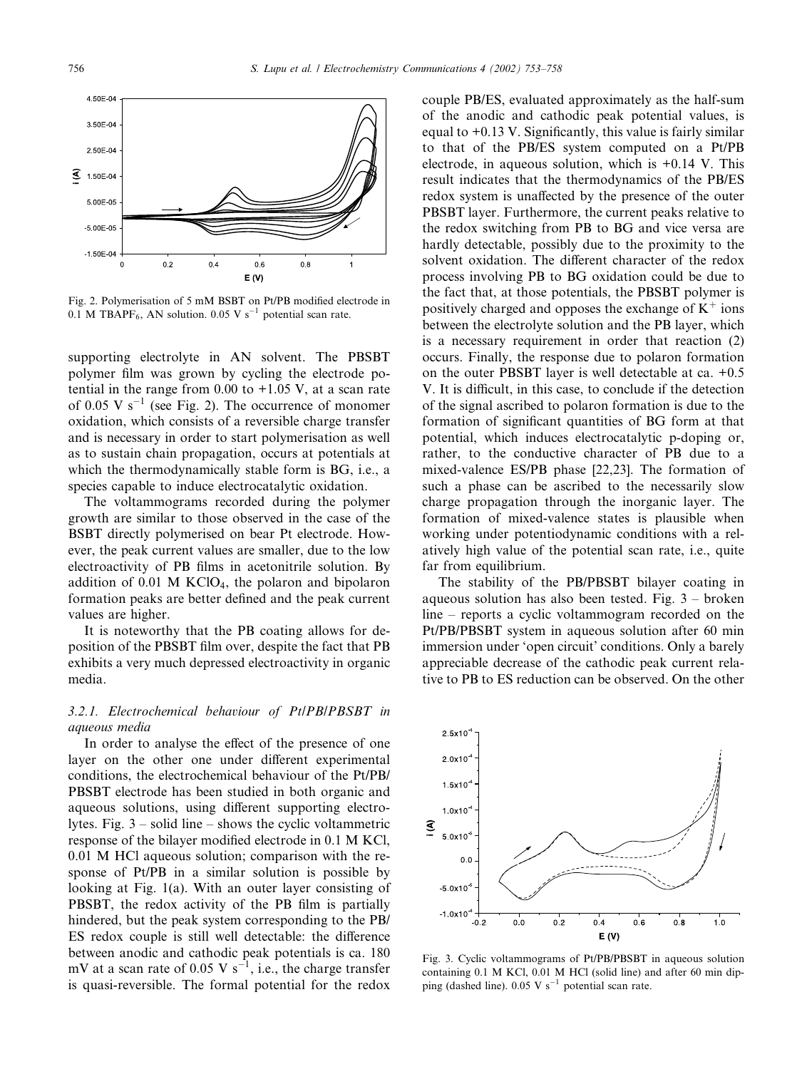Fig. 2. Polymerisation of 5 mM BSBT on Pt/PB modified electrode in 0.1 M $TBAPF_6$, AN solution. 0.05 V $s^{-1}$ potential scan rate.

supporting electrolyte in AN solvent. The PBSBT polymer film was grown by cycling the electrode potential in the range from 0.00 to +1.05 V, at a scan rate of 0.05 V $s^{-1}$ (see Fig. 2). The occurrence of monomer oxidation, which consists of a reversible charge transfer and is necessary in order to start polymerisation as well as to sustain chain propagation, occurs at potentials at which the thermodynamically stable form is BG, i.e., a species capable to induce electrocatalytic oxidation.

The voltammograms recorded during the polymer growth are similar to those observed in the case of the BSBT directly polymerised on bear Pt electrode. However, the peak current values are smaller, due to the low electroactivity of PB films in acetonitrile solution. By addition of 0.01 M $KClO_4$, the polaron and bipolaron formation peaks are better defined and the peak current values are higher.

It is noteworthy that the PB coating allows for deposition of the PBSBT film over, despite the fact that PB exhibits a very much depressed electroactivity in organic media.

### 3.2.1. Electrochemical behaviour of Pt/PB/PBSBT in aqueous media

In order to analyse the effect of the presence of one layer on the other one under different experimental conditions, the electrochemical behaviour of the Pt/PB/PBSBT electrode has been studied in both organic and aqueous solutions, using different supporting electrolytes. Fig. 3 – solid line – shows the cyclic voltammetric response of the bilayer modified electrode in 0.1 M KCl, 0.01 M HCl aqueous solution; comparison with the response of Pt/PB in a similar solution is possible by looking at Fig. 1(a). With an outer layer consisting of PBSBT, the redox activity of the PB film is partially hindered, but the peak system corresponding to the PB/ES redox couple is still well detectable: the difference between anodic and cathodic peak potentials is ca. 180 mV at a scan rate of 0.05 V $s^{-1}$, i.e., the charge transfer is quasi-reversible. The formal potential for the redox couple PB/ES, evaluated approximately as the half-sum of the anodic and cathodic peak potential values, is equal to +0.13 V. Significantly, this value is fairly similar to that of the PB/ES system computed on a Pt/PB electrode, in aqueous solution, which is +0.14 V. This result indicates that the thermodynamics of the PB/ES redox system is unaffected by the presence of the outer PBSBT layer. Furthermore, the current peaks relative to the redox switching from PB to BG and vice versa are hardly detectable, possibly due to the proximity to the solvent oxidation. The different character of the redox process involving PB to BG oxidation could be due to the fact that, at those potentials, the PBSBT polymer is positively charged and opposes the exchange of $K^+$ ions between the electrolyte solution and the PB layer, which is a necessary requirement in order that reaction (2) occurs. Finally, the response due to polaron formation on the outer PBSBT layer is well detectable at ca. +0.5 V. It is difficult, in this case, to conclude if the detection of the signal ascribed to polaron formation is due to the formation of significant quantities of BG form at that potential, which induces electrocatalytic p-doping or, rather, to the conductive character of PB due to a mixed-valence ES/PB phase [22,23]. The formation of such a phase can be ascribed to the necessarily slow charge propagation through the inorganic layer. The formation of mixed-valence states is plausible when working under potentiodynamic conditions with a relatively high value of the potential scan rate, i.e., quite far from equilibrium.

The stability of the PB/PBSBT bilayer coating in aqueous solution has also been tested. Fig. 3 – broken line – reports a cyclic voltammogram recorded on the Pt/PB/PBSBT system in aqueous solution after 60 min immersion under 'open circuit' conditions. Only a barely appreciable decrease of the cathodic peak current relative to PB to ES reduction can be observed. On the other

Fig. 3. Cyclic voltammograms of Pt/PB/PBSBT in aqueous solution containing 0.1 M KCl, 0.01 M HCl (solid line) and after 60 min dipping (dashed line). 0.05 V $s^{-1}$ potential scan rate.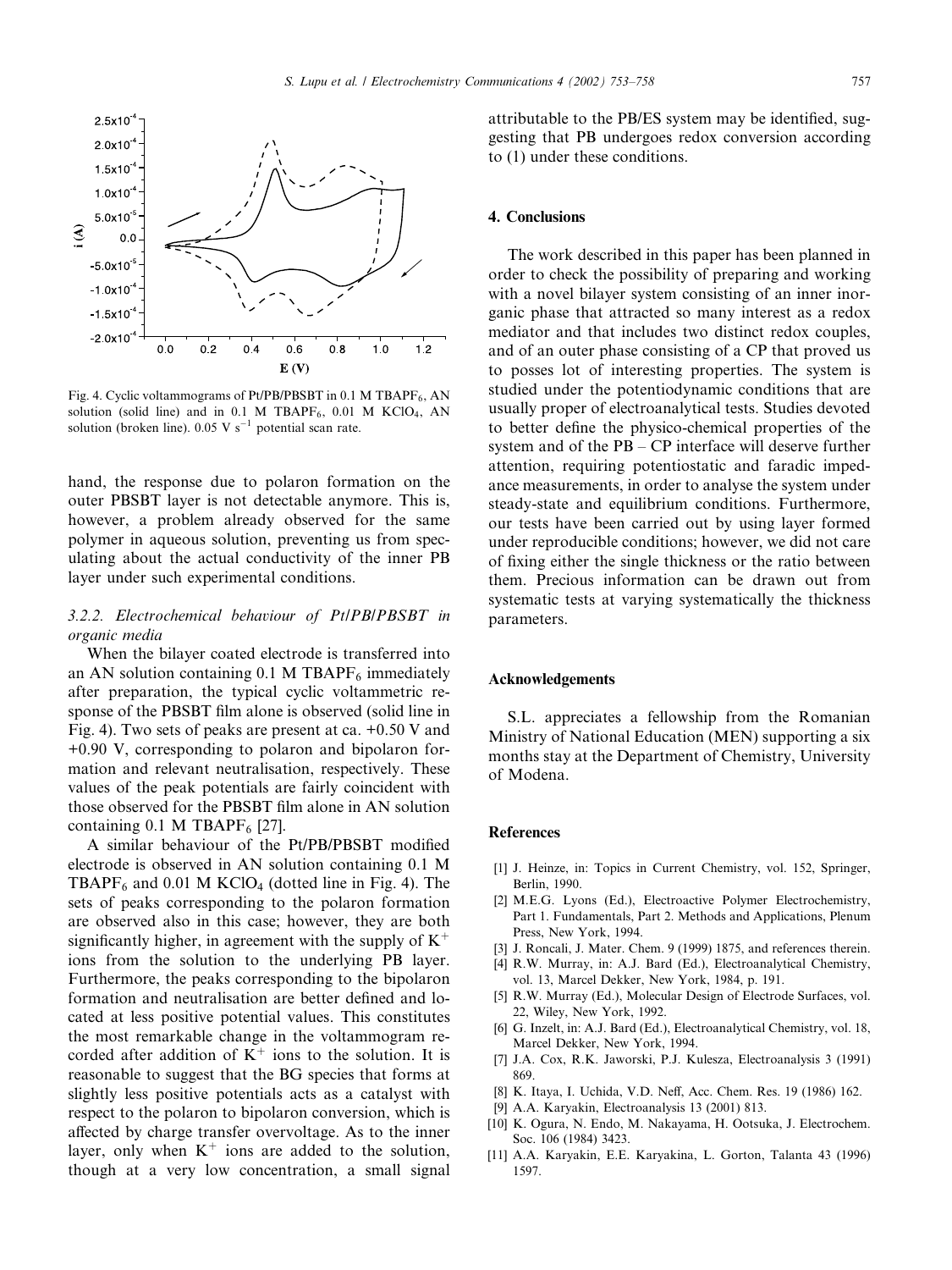Fig. 4. Cyclic voltammograms of Pt/PB/PBSBT in 0.1 M $TBAPF_6$, AN solution (solid line) and in 0.1 M $TBAPF_6$, 0.01 M $KClO_4$, AN solution (broken line). 0.05 V $s^{-1}$ potential scan rate.

hand, the response due to polaron formation on the outer PBSBT layer is not detectable anymore. This is, however, a problem already observed for the same polymer in aqueous solution, preventing us from speculating about the actual conductivity of the inner PB layer under such experimental conditions.

### *3.2.2. Electrochemical behaviour of Pt/PB/PBSBT in organic media*

When the bilayer coated electrode is transferred into an AN solution containing 0.1 M $TBAPF_6$ immediately after preparation, the typical cyclic voltammetric response of the PBSBT film alone is observed (solid line in Fig. 4). Two sets of peaks are present at ca. +0.50 V and +0.90 V, corresponding to polaron and bipolaron formation and relevant neutralisation, respectively. These values of the peak potentials are fairly coincident with those observed for the PBSBT film alone in AN solution containing 0.1 M $TBAPF_6$ [27].

A similar behaviour of the Pt/PB/PBSBT modified electrode is observed in AN solution containing 0.1 M $TBAPF_6$ and 0.01 M $KClO_4$ (dotted line in Fig. 4). The sets of peaks corresponding to the polaron formation are observed also in this case; however, they are both significantly higher, in agreement with the supply of $K^+$ ions from the solution to the underlying PB layer. Furthermore, the peaks corresponding to the bipolaron formation and neutralisation are better defined and located at less positive potential values. This constitutes the most remarkable change in the voltammogram recorded after addition of $K^+$ ions to the solution. It is reasonable to suggest that the BG species that forms at slightly less positive potentials acts as a catalyst with respect to the polaron to bipolaron conversion, which is affected by charge transfer overvoltage. As to the inner layer, only when $K^+$ ions are added to the solution, though at a very low concentration, a small signal attributable to the PB/ES system may be identified, suggesting that PB undergoes redox conversion according to (1) under these conditions.

## 4. Conclusions

The work described in this paper has been planned in order to check the possibility of preparing and working with a novel bilayer system consisting of an inner inorganic phase that attracted so many interest as a redox mediator and that includes two distinct redox couples, and of an outer phase consisting of a CP that proved us to posses lot of interesting properties. The system is studied under the potentiodynamic conditions that are usually proper of electroanalytical tests. Studies devoted to better define the physico-chemical properties of the system and of the PB – CP interface will deserve further attention, requiring potentiostatic and faradic impedance measurements, in order to analyse the system under steady-state and equilibrium conditions. Furthermore, our tests have been carried out by using layer formed under reproducible conditions; however, we did not care of fixing either the single thickness or the ratio between them. Precious information can be drawn out from systematic tests at varying systematically the thickness parameters.

## Acknowledgements

S.L. appreciates a fellowship from the Romanian Ministry of National Education (MEN) supporting a six months stay at the Department of Chemistry, University of Modena.

## References

[1] J. Heinze, in: Topics in Current Chemistry, vol. 152, Springer, Berlin, 1990.

[2] M.E.G. Lyons (Ed.), Electroactive Polymer Electrochemistry, Part 1. Fundamentals, Part 2. Methods and Applications, Plenum Press, New York, 1994.

[3] J. Roncali, J. Mater. Chem. 9 (1999) 1875, and references therein.

[4] R.W. Murray, in: A.J. Bard (Ed.), Electroanalytical Chemistry, vol. 13, Marcel Dekker, New York, 1984, p. 191.

[5] R.W. Murray (Ed.), Molecular Design of Electrode Surfaces, vol. 22, Wiley, New York, 1992.

[6] G. Inzelt, in: A.J. Bard (Ed.), Electroanalytical Chemistry, vol. 18, Marcel Dekker, New York, 1994.

[7] J.A. Cox, R.K. Jaworski, P.J. Kulesza, Electroanalysis 3 (1991) 869.

[8] K. Itaya, I. Uchida, V.D. Neff, Acc. Chem. Res. 19 (1986) 162.

[9] A.A. Karyakin, Electroanalysis 13 (2001) 813.

[10] K. Ogura, N. Endo, M. Nakayama, H. Ootsuka, J. Electrochem. Soc. 106 (1984) 3423.

[11] A.A. Karyakin, E.E. Karyakina, L. Gorton, Talanta 43 (1996) 1597.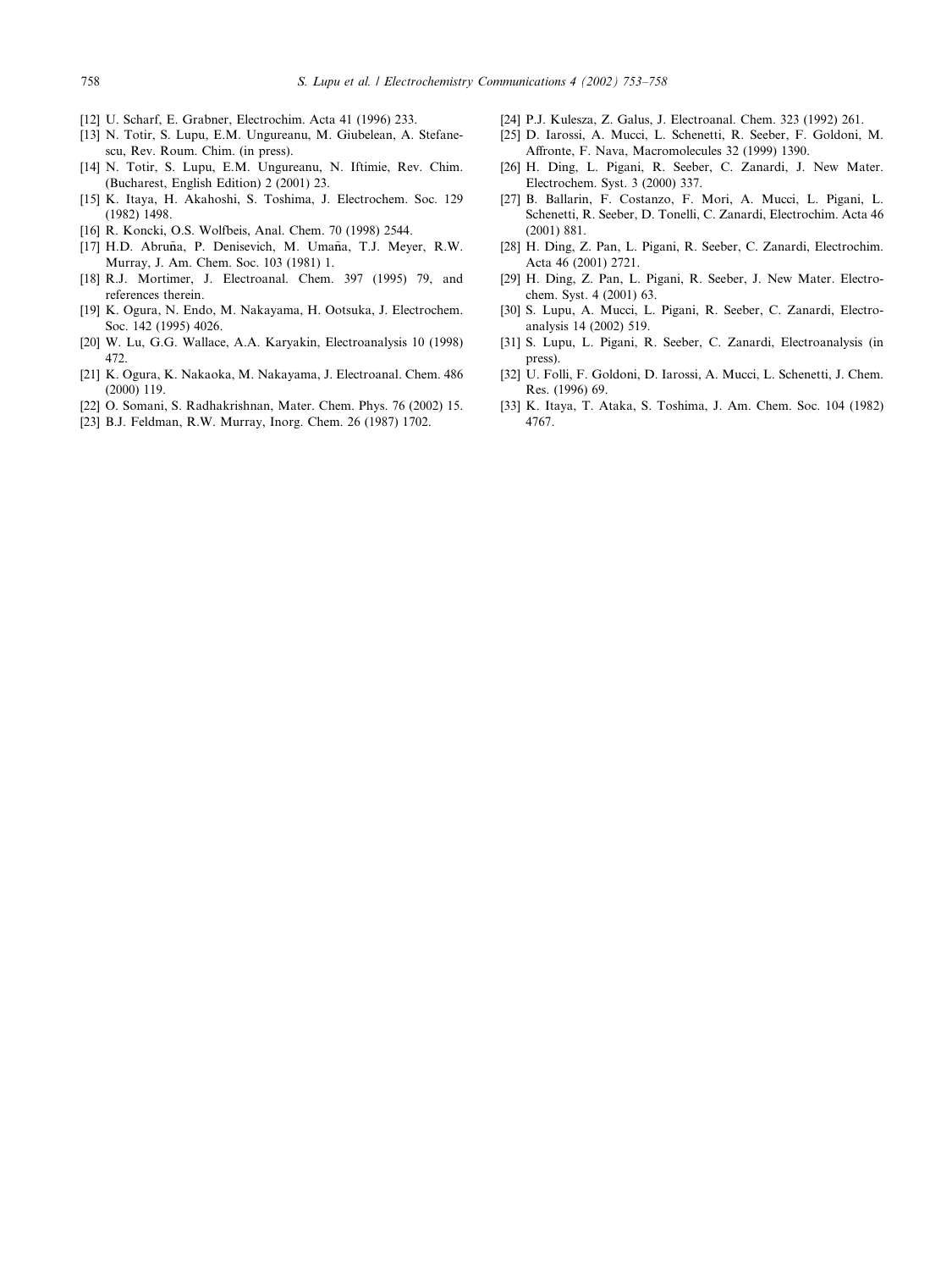[12] U. Scharf, E. Grabner, Electrochim. Acta 41 (1996) 233.

[13] N. Totir, S. Lupu, E.M. Ungureanu, M. Giubelean, A. Stefanescu, Rev. Roum. Chim. (in press).

[14] N. Totir, S. Lupu, E.M. Ungureanu, N. Iftimie, Rev. Chim. (Bucharest, English Edition) 2 (2001) 23.

[15] K. Itaya, H. Akahoshi, S. Toshima, J. Electrochem. Soc. 129 (1982) 1498.

[16] R. Koncki, O.S. Wolfbeis, Anal. Chem. 70 (1998) 2544.

[17] H.D. Abruña, P. Denisevich, M. Umaña, T.J. Meyer, R.W. Murray, J. Am. Chem. Soc. 103 (1981) 1.

[18] R.J. Mortimer, J. Electroanal. Chem. 397 (1995) 79, and references therein.

[19] K. Ogura, N. Endo, M. Nakayama, H. Ootsuka, J. Electrochem. Soc. 142 (1995) 4026.

[20] W. Lu, G.G. Wallace, A.A. Karyakin, Electroanalysis 10 (1998) 472.

[21] K. Ogura, K. Nakaoka, M. Nakayama, J. Electroanal. Chem. 486 (2000) 119.

[22] O. Somani, S. Radhakrishnan, Mater. Chem. Phys. 76 (2002) 15.

[23] B.J. Feldman, R.W. Murray, Inorg. Chem. 26 (1987) 1702.

[24] P.J. Kulesza, Z. Galus, J. Electroanal. Chem. 323 (1992) 261.

[25] D. Iarossi, A. Mucci, L. Schenetti, R. Seeber, F. Goldoni, M. Affronte, F. Nava, Macromolecules 32 (1999) 1390.

[26] H. Ding, L. Pigani, R. Seeber, C. Zanardi, J. New Mater. Electrochem. Syst. 3 (2000) 337.

[27] B. Ballarin, F. Costanzo, F. Mori, A. Mucci, L. Pigani, L. Schenetti, R. Seeber, D. Tonelli, C. Zanardi, Electrochim. Acta 46 (2001) 881.

[28] H. Ding, Z. Pan, L. Pigani, R. Seeber, C. Zanardi, Electrochim. Acta 46 (2001) 2721.

[29] H. Ding, Z. Pan, L. Pigani, R. Seeber, J. New Mater. Electrochem. Syst. 4 (2001) 63.

[30] S. Lupu, A. Mucci, L. Pigani, R. Seeber, C. Zanardi, Electroanalysis 14 (2002) 519.

[31] S. Lupu, L. Pigani, R. Seeber, C. Zanardi, Electroanalysis (in press).

[32] U. Folli, F. Goldoni, D. Iarossi, A. Mucci, L. Schenetti, J. Chem. Res. (1996) 69.

[33] K. Itaya, T. Ataka, S. Toshima, J. Am. Chem. Soc. 104 (1982) 4767.